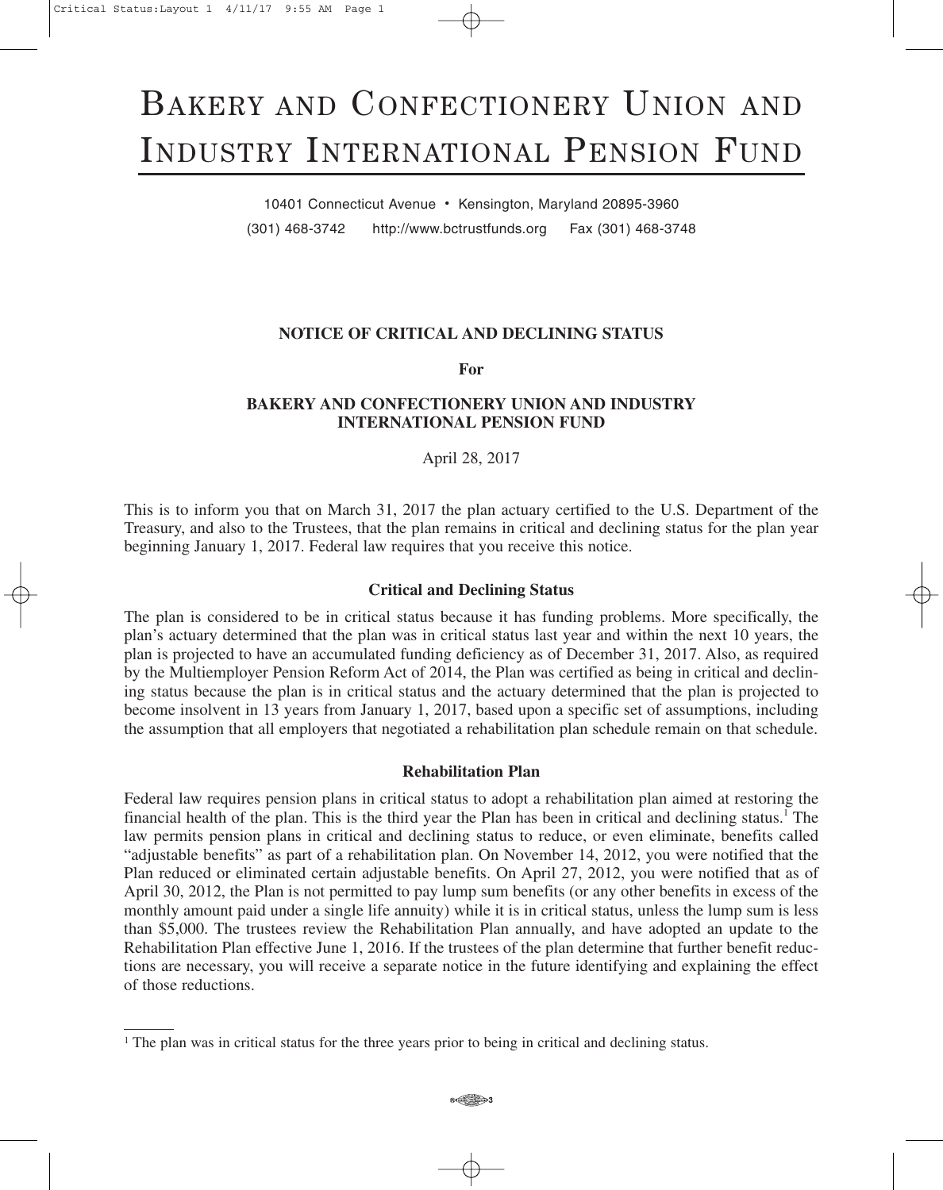# Bakery and Confectionery Union and Industry International Pension Fund

10401 Connecticut Avenue • Kensington, Maryland 20895-3960

(301) 468-3742 http://www.bctrustfunds.org Fax (301) 468-3748

**NOTICE OF CRITICAL AND DECLINING STATUS**

**For**

**BAKERY AND CONFECTIONERY UNION AND INDUSTRY INTERNATIONAL PENSION FUND**

April 28, 2017

This is to inform you that on March 31, 2017 the plan actuary certified to the U.S. Department of the Treasury, and also to the Trustees, that the plan remains in critical and declining status for the plan year beginning January 1, 2017. Federal law requires that you receive this notice.

### Critical and Declining Status

The plan is considered to be in critical status because it has funding problems. More specifically, the plan's actuary determined that the plan was in critical status last year and within the next 10 years, the plan is projected to have an accumulated funding deficiency as of December 31, 2017. Also, as required by the Multiemployer Pension Reform Act of 2014, the Plan was certified as being in critical and declining status because the plan is in critical status and the actuary determined that the plan is projected to become insolvent in 13 years from January 1, 2017, based upon a specific set of assumptions, including the assumption that all employers that negotiated a rehabilitation plan schedule remain on that schedule.

### Rehabilitation Plan

Federal law requires pension plans in critical status to adopt a rehabilitation plan aimed at restoring the financial health of the plan. This is the third year the Plan has been in critical and declining status.[1] The law permits pension plans in critical and declining status to reduce, or even eliminate, benefits called "adjustable benefits" as part of a rehabilitation plan. On November 14, 2012, you were notified that the Plan reduced or eliminated certain adjustable benefits. On April 27, 2012, you were notified that as of April 30, 2012, the Plan is not permitted to pay lump sum benefits (or any other benefits in excess of the monthly amount paid under a single life annuity) while it is in critical status, unless the lump sum is less than $5,000. The trustees review the Rehabilitation Plan annually, and have adopted an update to the Rehabilitation Plan effective June 1, 2016. If the trustees of the plan determine that further benefit reductions are necessary, you will receive a separate notice in the future identifying and explaining the effect of those reductions.

---

[1] The plan was in critical status for the three years prior to being in critical and declining status.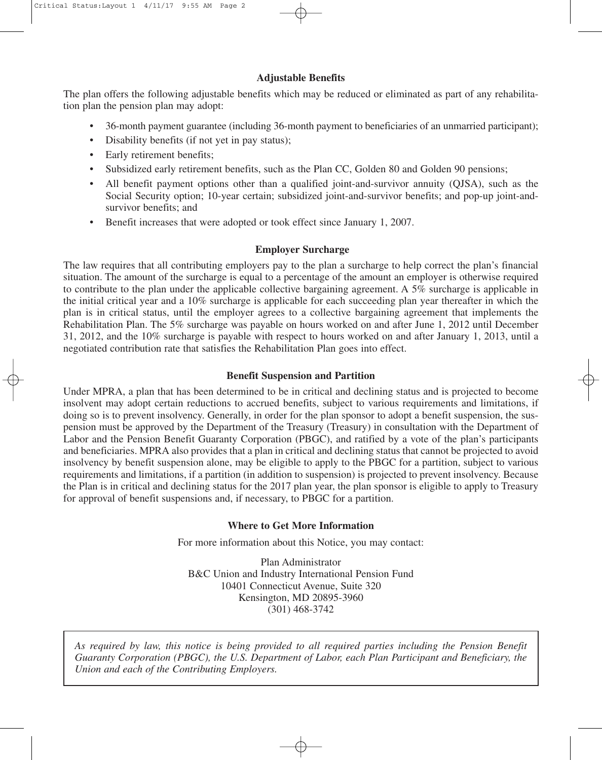## Adjustable Benefits

The plan offers the following adjustable benefits which may be reduced or eliminated as part of any rehabilitation plan the pension plan may adopt:

- 36-month payment guarantee (including 36-month payment to beneficiaries of an unmarried participant);
- Disability benefits (if not yet in pay status);
- Early retirement benefits;
- Subsidized early retirement benefits, such as the Plan CC, Golden 80 and Golden 90 pensions;
- All benefit payment options other than a qualified joint-and-survivor annuity (QJSA), such as the Social Security option; 10-year certain; subsidized joint-and-survivor benefits; and pop-up joint-and-survivor benefits; and
- Benefit increases that were adopted or took effect since January 1, 2007.

## Employer Surcharge

The law requires that all contributing employers pay to the plan a surcharge to help correct the plan's financial situation. The amount of the surcharge is equal to a percentage of the amount an employer is otherwise required to contribute to the plan under the applicable collective bargaining agreement. A 5% surcharge is applicable in the initial critical year and a 10% surcharge is applicable for each succeeding plan year thereafter in which the plan is in critical status, until the employer agrees to a collective bargaining agreement that implements the Rehabilitation Plan. The 5% surcharge was payable on hours worked on and after June 1, 2012 until December 31, 2012, and the 10% surcharge is payable with respect to hours worked on and after January 1, 2013, until a negotiated contribution rate that satisfies the Rehabilitation Plan goes into effect.

## Benefit Suspension and Partition

Under MPRA, a plan that has been determined to be in critical and declining status and is projected to become insolvent may adopt certain reductions to accrued benefits, subject to various requirements and limitations, if doing so is to prevent insolvency. Generally, in order for the plan sponsor to adopt a benefit suspension, the suspension must be approved by the Department of the Treasury (Treasury) in consultation with the Department of Labor and the Pension Benefit Guaranty Corporation (PBGC), and ratified by a vote of the plan's participants and beneficiaries. MPRA also provides that a plan in critical and declining status that cannot be projected to avoid insolvency by benefit suspension alone, may be eligible to apply to the PBGC for a partition, subject to various requirements and limitations, if a partition (in addition to suspension) is projected to prevent insolvency. Because the Plan is in critical and declining status for the 2017 plan year, the plan sponsor is eligible to apply to Treasury for approval of benefit suspensions and, if necessary, to PBGC for a partition.

## Where to Get More Information

For more information about this Notice, you may contact:

Plan Administrator
B&C Union and Industry International Pension Fund
10401 Connecticut Avenue, Suite 320
Kensington, MD 20895-3960
(301) 468-3742

*As required by law, this notice is being provided to all required parties including the Pension Benefit Guaranty Corporation (PBGC), the U.S. Department of Labor, each Plan Participant and Beneficiary, the Union and each of the Contributing Employers.*